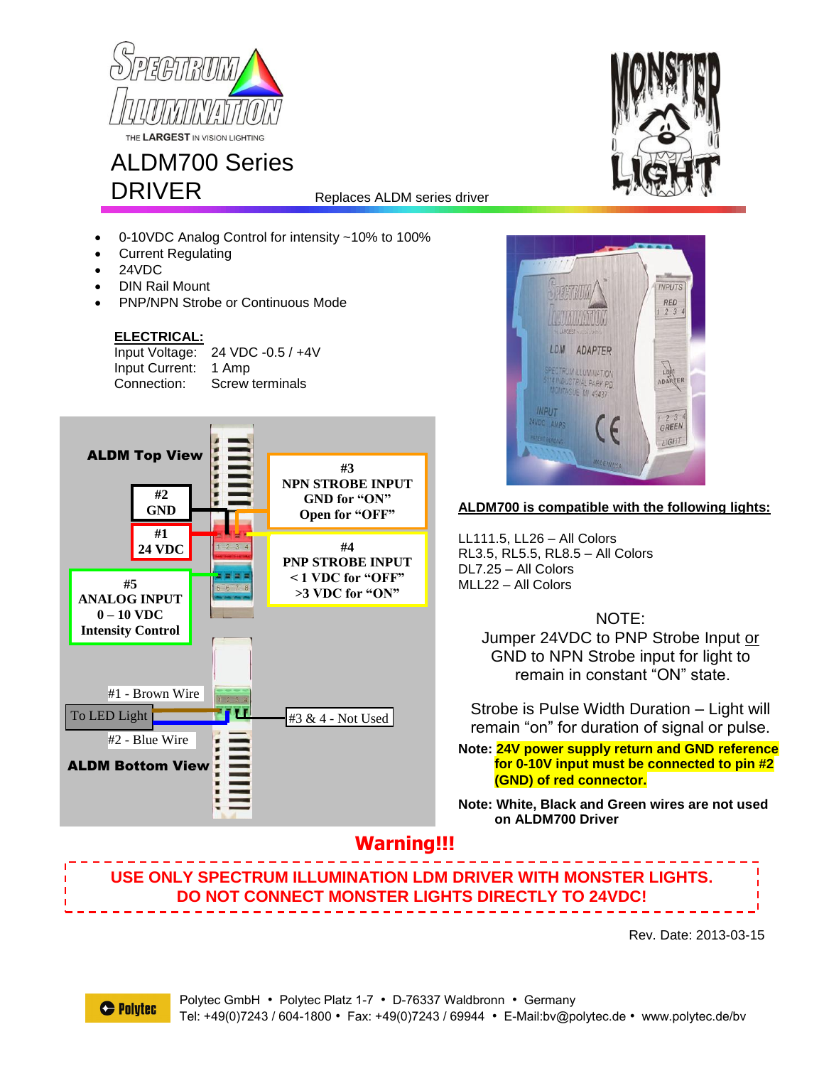# ALDM700 Series DRIVER

Replaces ALDM series driver

- 0-10VDC Analog Control for intensity ~10% to 100%
- Current Regulating
- 24VDC
- DIN Rail Mount
- PNP/NPN Strobe or Continuous Mode

**ELECTRICAL:**

| | |
|---|---|
| Input Voltage: | 24 VDC -0.5 / +4V |
| Input Current: | 1 Amp |
| Connection: | Screw terminals |

**ALDM Top View**

- #2 GND
- #1 24 VDC
- #3 NPN STROBE INPUT GND for “ON” Open for “OFF”
- #4 PNP STROBE INPUT < 1 VDC for “OFF” >3 VDC for “ON”
- #5 ANALOG INPUT 0 – 10 VDC Intensity Control

**ALDM Bottom View**

- To LED Light
- #1 - Brown Wire
- #2 - Blue Wire
- #3 & 4 - Not Used

**ALDM700 is compatible with the following lights:**

LL111.5, LL26 – All Colors
RL3.5, RL5.5, RL8.5 – All Colors
DL7.25 – All Colors
MLL22 – All Colors

NOTE:
Jumper 24VDC to PNP Strobe Input or GND to NPN Strobe input for light to remain in constant “ON” state.

Strobe is Pulse Width Duration – Light will remain “on” for duration of signal or pulse.

**Note: 24V power supply return and GND reference for 0-10V input must be connected to pin #2 (GND) of red connector.**

**Note: White, Black and Green wires are not used on ALDM700 Driver**

**Warning!!!**

**USE ONLY SPECTRUM ILLUMINATION LDM DRIVER WITH MONSTER LIGHTS. DO NOT CONNECT MONSTER LIGHTS DIRECTLY TO 24VDC!**

Rev. Date: 2013-03-15

Polytec GmbH • Polytec Platz 1-7 • D-76337 Waldbronn • Germany
Tel: +49(0)7243 / 604-1800 • Fax: +49(0)7243 / 69944 • E-Mail:bv@polytec.de • www.polytec.de/bv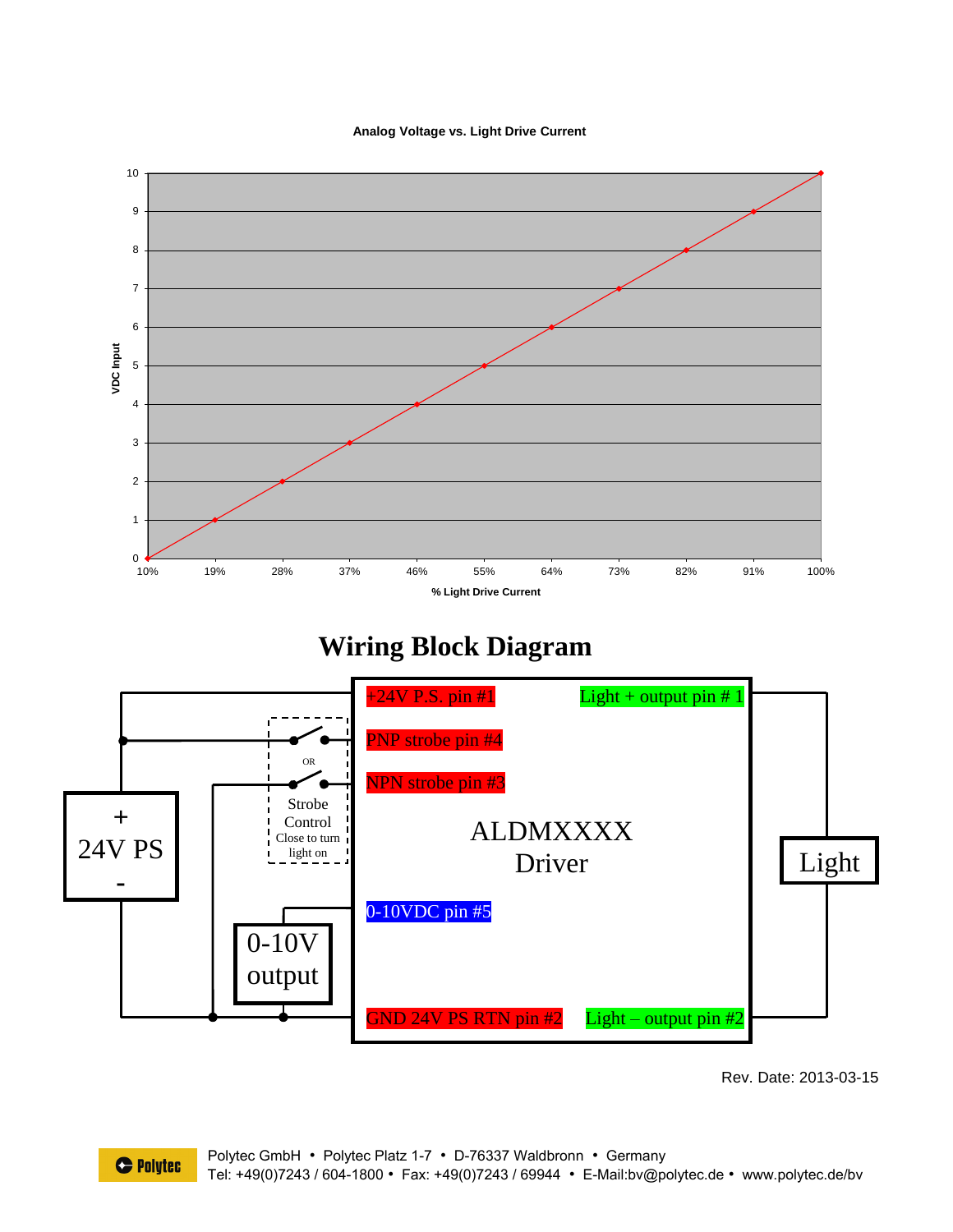**Analog Voltage vs. Light Drive Current**

VDC Input

10
9
8
7
6
5
4
3
2
1
0

10% 19% 28% 37% 46% 55% 64% 73% 82% 91% 100%

% Light Drive Current

# Wiring Block Diagram

+24V P.S. pin #1

Light + output pin # 1

PNP strobe pin #4

OR

NPN strobe pin #3

Strobe Control
Close to turn light on

+
24V PS
-

ALDMXXXX
Driver

Light

0-10VDC pin #5

0-10V output

GND 24V PS RTN pin #2

Light – output pin #2

Rev. Date: 2013-03-15

Polytec GmbH • Polytec Platz 1-7 • D-76337 Waldbronn • Germany
Tel: +49(0)7243 / 604-1800 • Fax: +49(0)7243 / 69944 • E-Mail:bv@polytec.de • www.polytec.de/bv